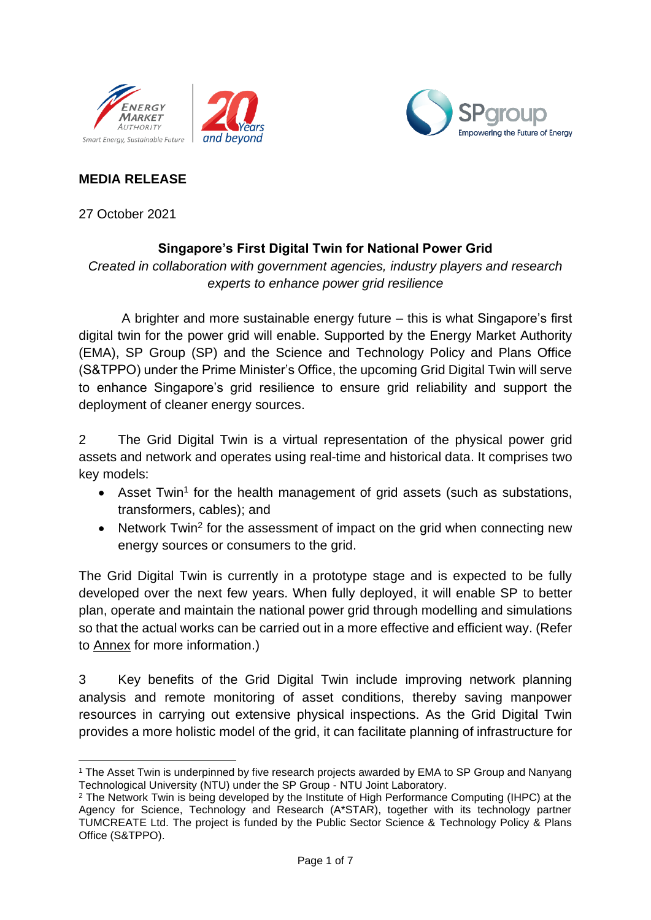**MEDIA RELEASE**

27 October 2021

**Singapore's First Digital Twin for National Power Grid**

*Created in collaboration with government agencies, industry players and research experts to enhance power grid resilience*

A brighter and more sustainable energy future – this is what Singapore's first digital twin for the power grid will enable. Supported by the Energy Market Authority (EMA), SP Group (SP) and the Science and Technology Policy and Plans Office (S&TPPO) under the Prime Minister's Office, the upcoming Grid Digital Twin will serve to enhance Singapore's grid resilience to ensure grid reliability and support the deployment of cleaner energy sources.

2 The Grid Digital Twin is a virtual representation of the physical power grid assets and network and operates using real-time and historical data. It comprises two key models:

- Asset Twin[1] for the health management of grid assets (such as substations, transformers, cables); and
- Network Twin[2] for the assessment of impact on the grid when connecting new energy sources or consumers to the grid.

The Grid Digital Twin is currently in a prototype stage and is expected to be fully developed over the next few years. When fully deployed, it will enable SP to better plan, operate and maintain the national power grid through modelling and simulations so that the actual works can be carried out in a more effective and efficient way. (Refer to Annex for more information.)

3 Key benefits of the Grid Digital Twin include improving network planning analysis and remote monitoring of asset conditions, thereby saving manpower resources in carrying out extensive physical inspections. As the Grid Digital Twin provides a more holistic model of the grid, it can facilitate planning of infrastructure for

---

[1] The Asset Twin is underpinned by five research projects awarded by EMA to SP Group and Nanyang Technological University (NTU) under the SP Group - NTU Joint Laboratory.

[2] The Network Twin is being developed by the Institute of High Performance Computing (IHPC) at the Agency for Science, Technology and Research (A*STAR), together with its technology partner TUMCREATE Ltd. The project is funded by the Public Sector Science & Technology Policy & Plans Office (S&TPPO).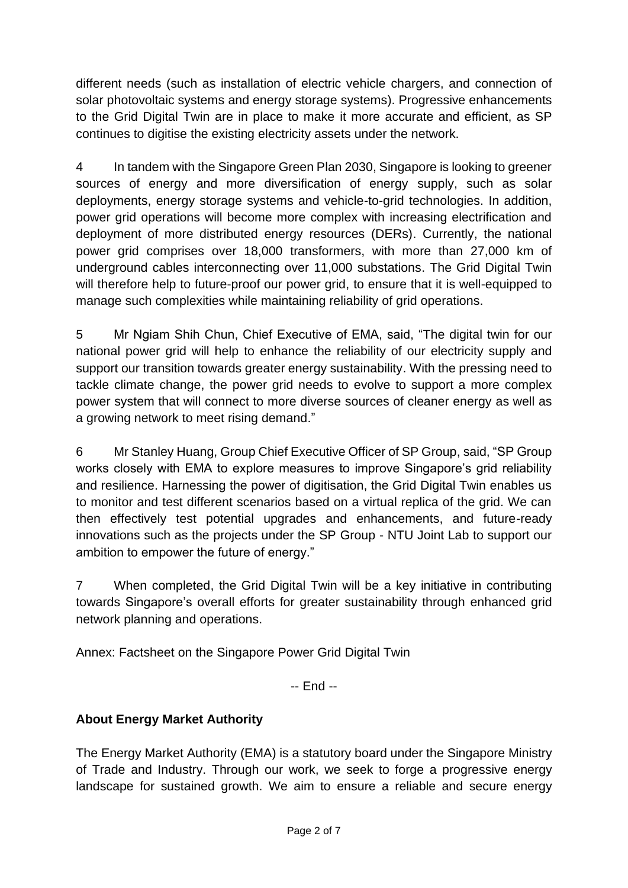different needs (such as installation of electric vehicle chargers, and connection of solar photovoltaic systems and energy storage systems). Progressive enhancements to the Grid Digital Twin are in place to make it more accurate and efficient, as SP continues to digitise the existing electricity assets under the network.

4 In tandem with the Singapore Green Plan 2030, Singapore is looking to greener sources of energy and more diversification of energy supply, such as solar deployments, energy storage systems and vehicle-to-grid technologies. In addition, power grid operations will become more complex with increasing electrification and deployment of more distributed energy resources (DERs). Currently, the national power grid comprises over 18,000 transformers, with more than 27,000 km of underground cables interconnecting over 11,000 substations. The Grid Digital Twin will therefore help to future-proof our power grid, to ensure that it is well-equipped to manage such complexities while maintaining reliability of grid operations.

5 Mr Ngiam Shih Chun, Chief Executive of EMA, said, "The digital twin for our national power grid will help to enhance the reliability of our electricity supply and support our transition towards greater energy sustainability. With the pressing need to tackle climate change, the power grid needs to evolve to support a more complex power system that will connect to more diverse sources of cleaner energy as well as a growing network to meet rising demand."

6 Mr Stanley Huang, Group Chief Executive Officer of SP Group, said, "SP Group works closely with EMA to explore measures to improve Singapore's grid reliability and resilience. Harnessing the power of digitisation, the Grid Digital Twin enables us to monitor and test different scenarios based on a virtual replica of the grid. We can then effectively test potential upgrades and enhancements, and future-ready innovations such as the projects under the SP Group - NTU Joint Lab to support our ambition to empower the future of energy."

7 When completed, the Grid Digital Twin will be a key initiative in contributing towards Singapore's overall efforts for greater sustainability through enhanced grid network planning and operations.

Annex: Factsheet on the Singapore Power Grid Digital Twin

-- End --

**About Energy Market Authority**

The Energy Market Authority (EMA) is a statutory board under the Singapore Ministry of Trade and Industry. Through our work, we seek to forge a progressive energy landscape for sustained growth. We aim to ensure a reliable and secure energy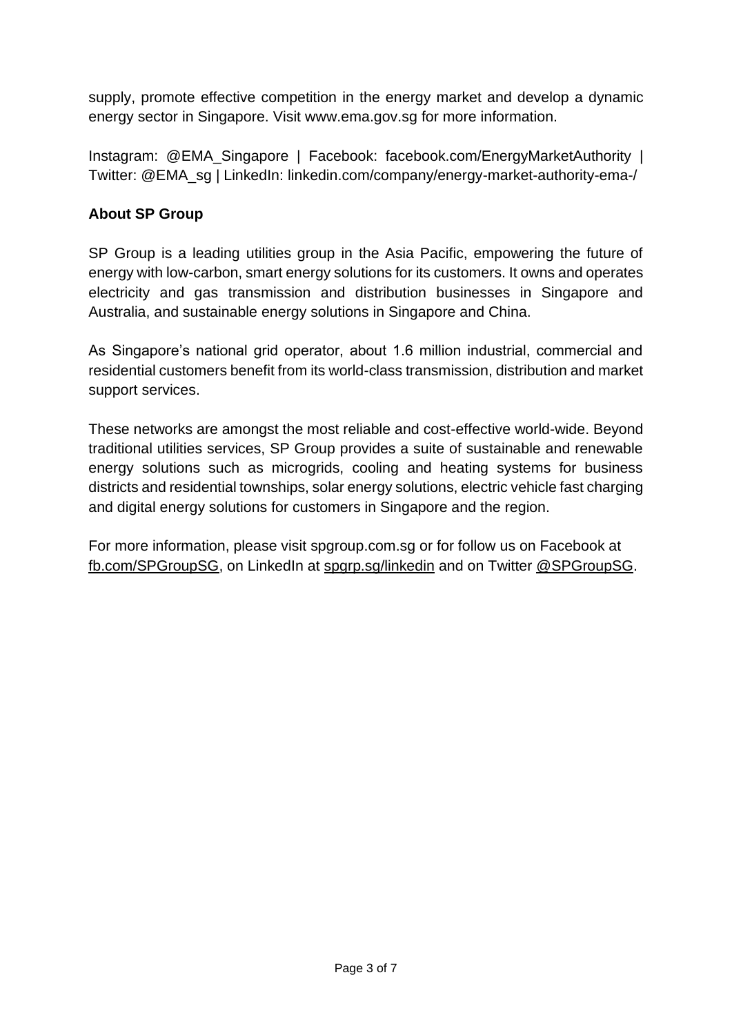supply, promote effective competition in the energy market and develop a dynamic energy sector in Singapore. Visit www.ema.gov.sg for more information.

Instagram: @EMA_Singapore | Facebook: facebook.com/EnergyMarketAuthority | Twitter: @EMA_sg | LinkedIn: linkedin.com/company/energy-market-authority-ema-/

**About SP Group**

SP Group is a leading utilities group in the Asia Pacific, empowering the future of energy with low-carbon, smart energy solutions for its customers. It owns and operates electricity and gas transmission and distribution businesses in Singapore and Australia, and sustainable energy solutions in Singapore and China.

As Singapore's national grid operator, about 1.6 million industrial, commercial and residential customers benefit from its world-class transmission, distribution and market support services.

These networks are amongst the most reliable and cost-effective world-wide. Beyond traditional utilities services, SP Group provides a suite of sustainable and renewable energy solutions such as microgrids, cooling and heating systems for business districts and residential townships, solar energy solutions, electric vehicle fast charging and digital energy solutions for customers in Singapore and the region.

For more information, please visit spgroup.com.sg or for follow us on Facebook at fb.com/SPGroupSG, on LinkedIn at spgrp.sg/linkedin and on Twitter @SPGroupSG.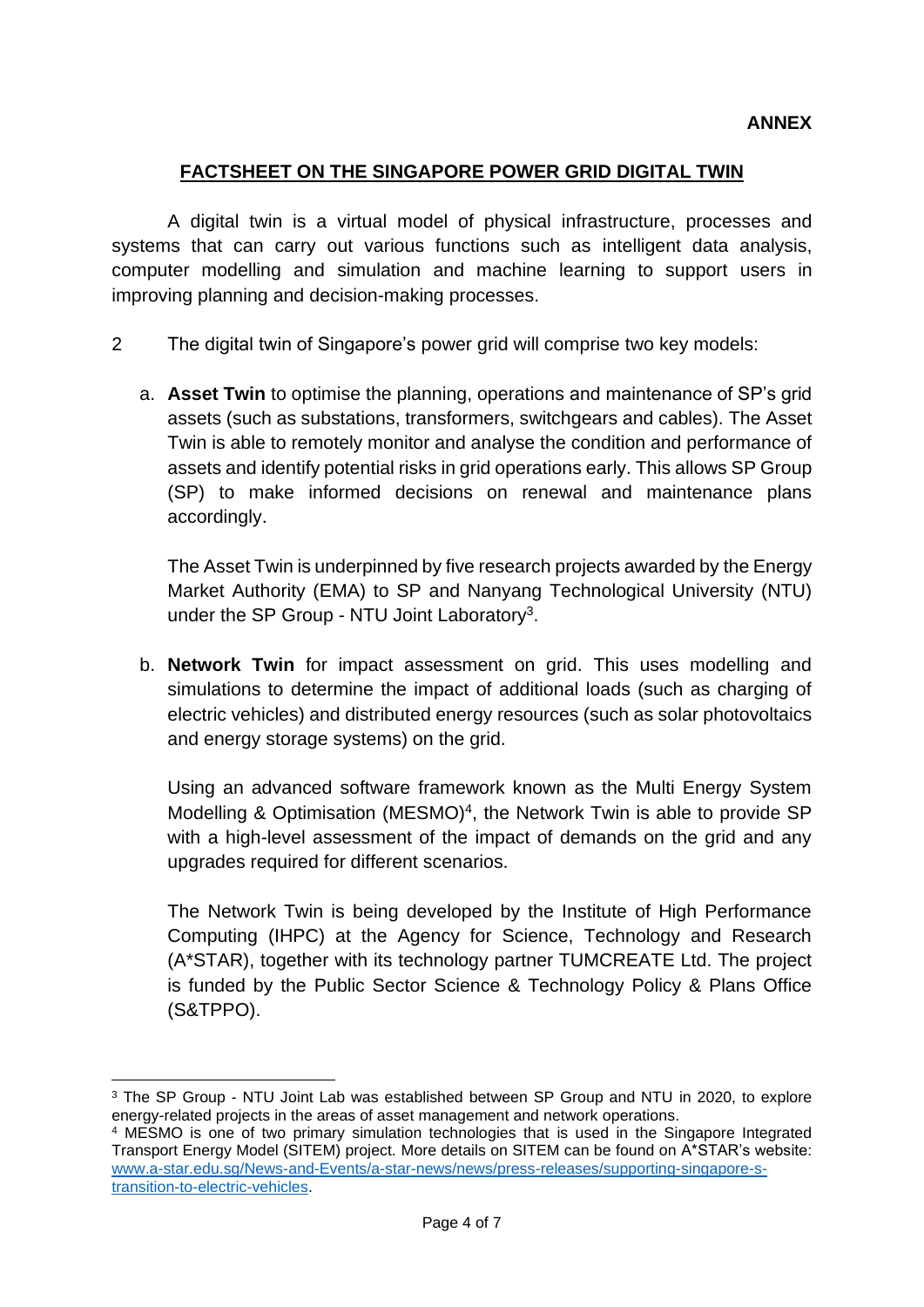**ANNEX**

## FACTSHEET ON THE SINGAPORE POWER GRID DIGITAL TWIN

A digital twin is a virtual model of physical infrastructure, processes and systems that can carry out various functions such as intelligent data analysis, computer modelling and simulation and machine learning to support users in improving planning and decision-making processes.

2 The digital twin of Singapore's power grid will comprise two key models:

a. **Asset Twin** to optimise the planning, operations and maintenance of SP's grid assets (such as substations, transformers, switchgears and cables). The Asset Twin is able to remotely monitor and analyse the condition and performance of assets and identify potential risks in grid operations early. This allows SP Group (SP) to make informed decisions on renewal and maintenance plans accordingly.

   The Asset Twin is underpinned by five research projects awarded by the Energy Market Authority (EMA) to SP and Nanyang Technological University (NTU) under the SP Group - NTU Joint Laboratory[3].

b. **Network Twin** for impact assessment on grid. This uses modelling and simulations to determine the impact of additional loads (such as charging of electric vehicles) and distributed energy resources (such as solar photovoltaics and energy storage systems) on the grid.

   Using an advanced software framework known as the Multi Energy System Modelling & Optimisation (MESMO)[4], the Network Twin is able to provide SP with a high-level assessment of the impact of demands on the grid and any upgrades required for different scenarios.

   The Network Twin is being developed by the Institute of High Performance Computing (IHPC) at the Agency for Science, Technology and Research (A*STAR), together with its technology partner TUMCREATE Ltd. The project is funded by the Public Sector Science & Technology Policy & Plans Office (S&TPPO).

---

[3] The SP Group - NTU Joint Lab was established between SP Group and NTU in 2020, to explore energy-related projects in the areas of asset management and network operations.

[4] MESMO is one of two primary simulation technologies that is used in the Singapore Integrated Transport Energy Model (SITEM) project. More details on SITEM can be found on A*STAR's website: [www.a-star.edu.sg/News-and-Events/a-star-news/news/press-releases/supporting-singapore-s-transition-to-electric-vehicles](www.a-star.edu.sg/News-and-Events/a-star-news/news/press-releases/supporting-singapore-s-transition-to-electric-vehicles).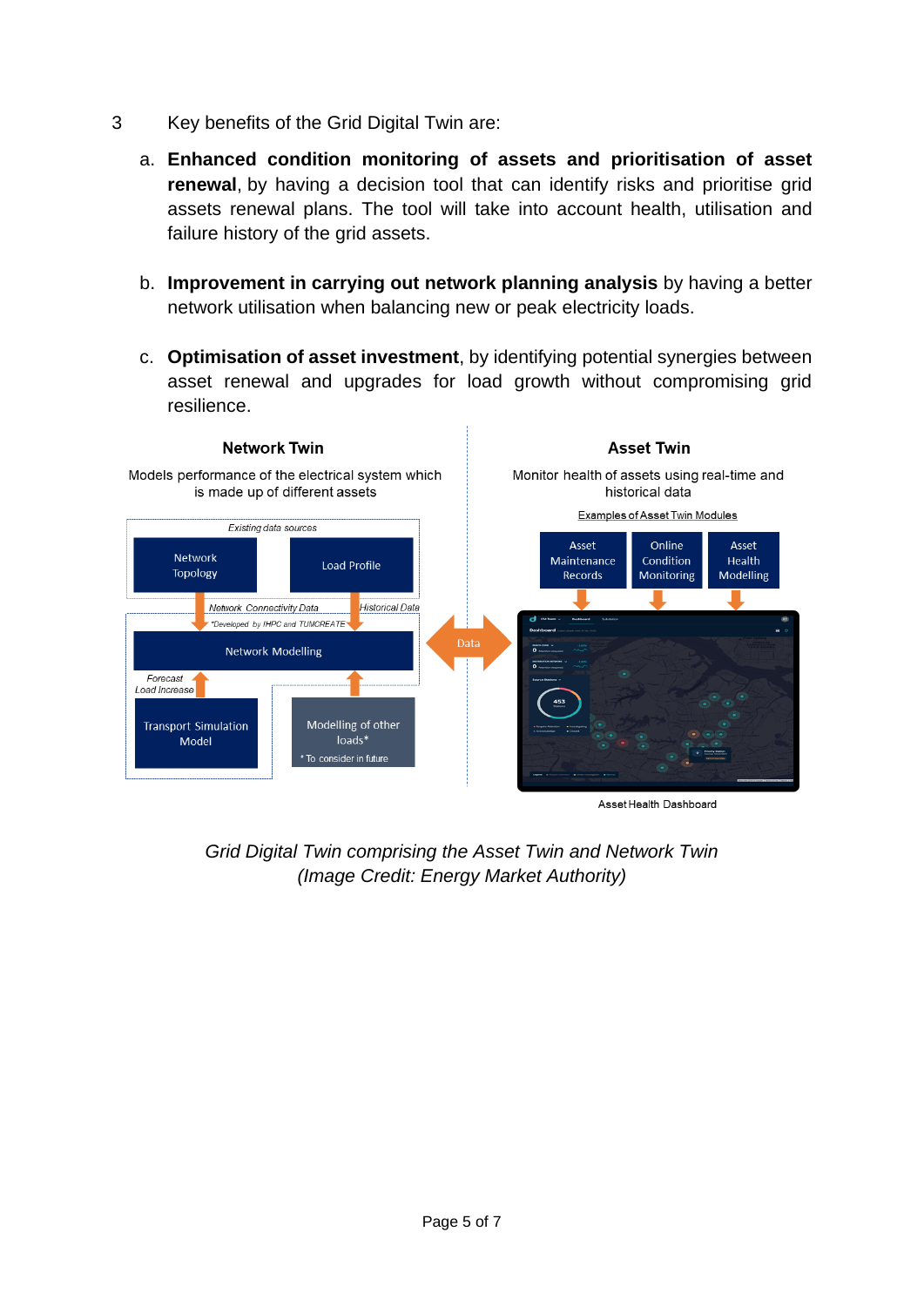3 Key benefits of the Grid Digital Twin are:

a. **Enhanced condition monitoring of assets and prioritisation of asset renewal**, by having a decision tool that can identify risks and prioritise grid assets renewal plans. The tool will take into account health, utilisation and failure history of the grid assets.

b. **Improvement in carrying out network planning analysis** by having a better network utilisation when balancing new or peak electricity loads.

c. **Optimisation of asset investment**, by identifying potential synergies between asset renewal and upgrades for load growth without compromising grid resilience.

*Grid Digital Twin comprising the Asset Twin and Network Twin*
*(Image Credit: Energy Market Authority)*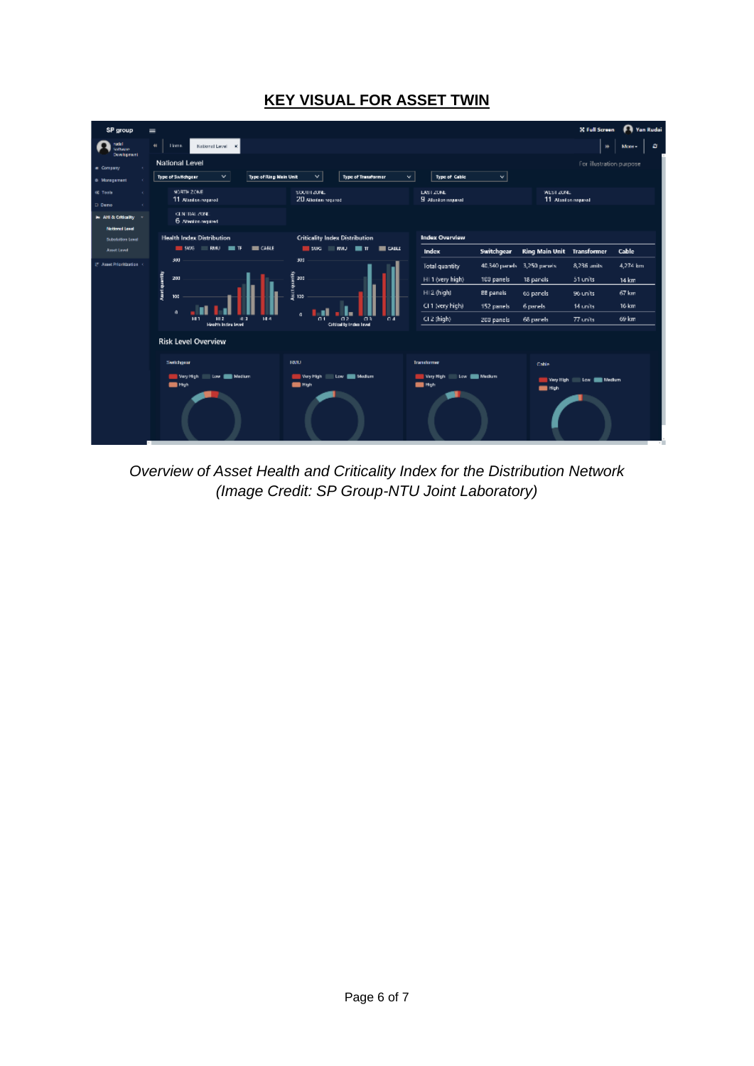## KEY VISUAL FOR ASSET TWIN

*Overview of Asset Health and Criticality Index for the Distribution Network (Image Credit: SP Group-NTU Joint Laboratory)*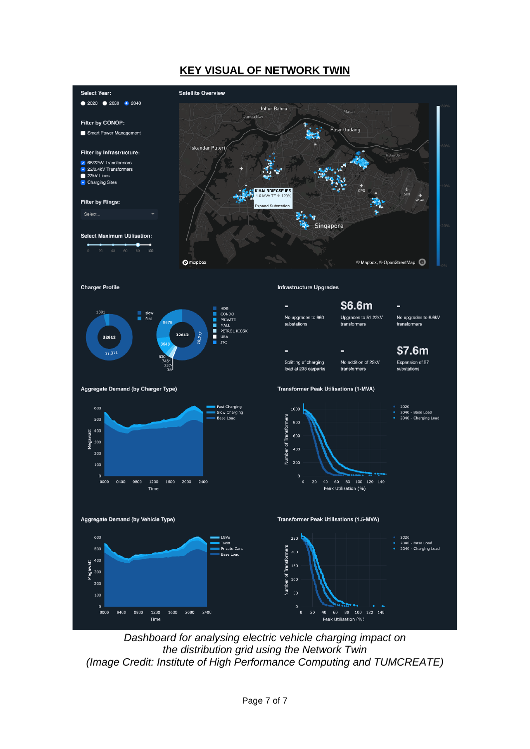## KEY VISUAL OF NETWORK TWIN

Select Year:
2020 2030 2040

Filter by CONOP:
Smart Power Management

Filter by Infrastructure:
66/22kV Transformers
22/0.4kV Transformers
22kV Lines
Charging Sites

Filter by Rings:
Select...

Select Maximum Utilisation:
0 20 40 60 80 100

Satellite Overview

Johor Bahru
Danga Bay
Masai
Pasir Gudang
Iskandar Puteri
Pulau Ubin
K HALRDIECSE IPS
1.0 MVA TF 1: 129%
Expand Substation
OPG
SIN
WSAC
Singapore
mapbox
© Mapbox, © OpenStreetMap

80%
60%
40%
20%
0%

Charger Profile

1301
32612
31,311
slow
fast

8876
32612
18,237
3648
830
746
237
38

HDB
CONDO
PRIVATE
MALL
PETROL KIOSK
URA
JTC

Infrastructure Upgrades

-
No upgrades to 660 substations

$6.6m
Upgrades to 51 22kV transformers

-
No upgrades to 6.6kV transformers

-
Splitting of charging load at 238 carparks

-
No addition of 22kV transformers

$7.6m
Expansion of 27 substations

Aggregate Demand (by Charger Type)

Fast Charging
Slow Charging
Base Load

Megawatt
0 100 200 300 400 500 600
Time
0000 0400 0800 1200 1600 2000 2400

Transformer Peak Utilisations (1-MVA)

2020
2040 - Base Load
2040 - Charging Load

Number of Transformers
0 200 400 600 800 1000
Peak Utilisation (%)
0 20 40 60 80 100 120 140

Aggregate Demand (by Vehicle Type)

LGVs
Taxis
Private Cars
Base Load

Megawatt
0 100 200 300 400 500 600
Time
0000 0400 0800 1200 1600 2000 2400

Transformer Peak Utilisations (1.5-MVA)

2020
2040 - Base Load
2040 - Charging Load

Number of Transformers
0 50 100 150 200 250
Peak Utilisation (%)
0 20 40 60 80 100 120 140

*Dashboard for analysing electric vehicle charging impact on the distribution grid using the Network Twin*
*(Image Credit: Institute of High Performance Computing and TUMCREATE)*